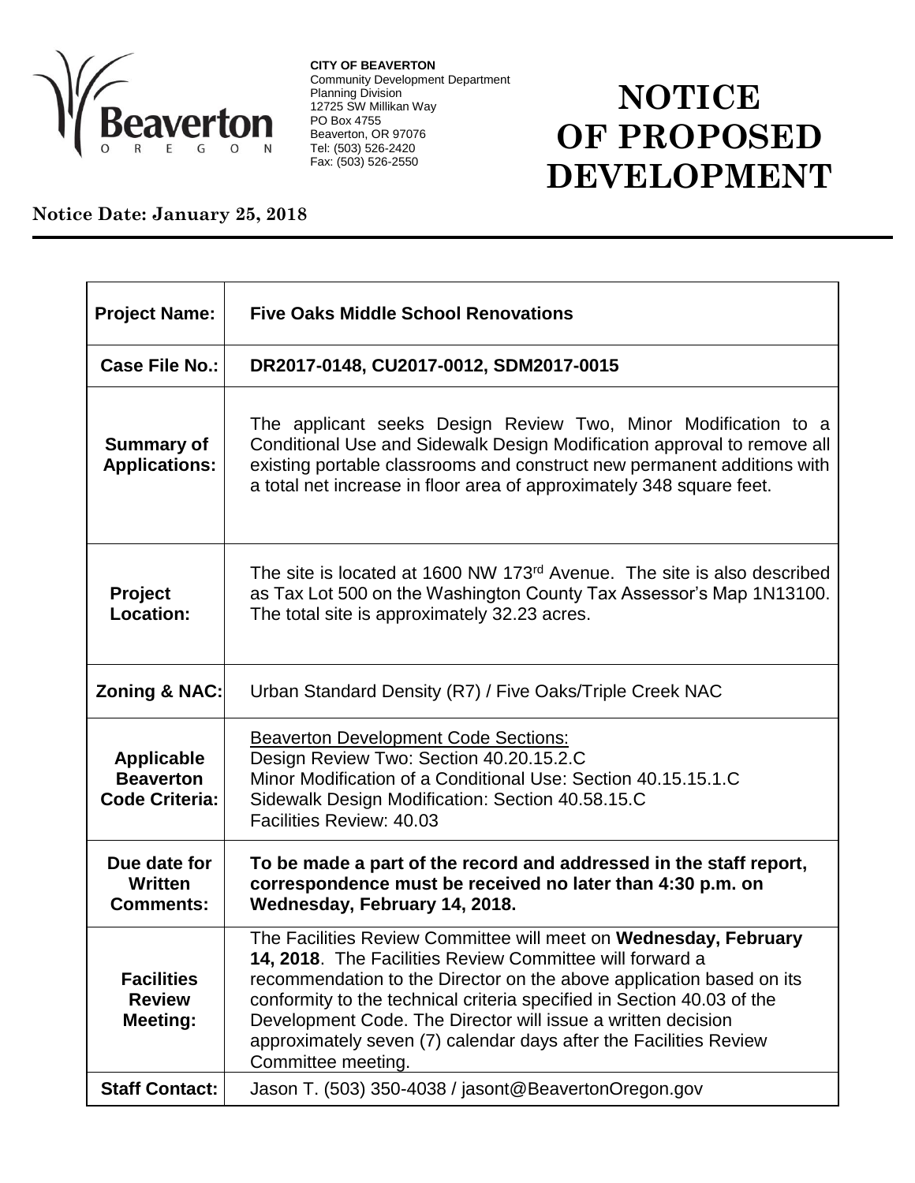**CITY OF BEAVERTON**
Community Development Department
Planning Division
12725 SW Millikan Way
PO Box 4755
Beaverton, OR 97076
Tel: (503) 526-2420
Fax: (503) 526-2550

# NOTICE OF PROPOSED DEVELOPMENT

**Notice Date: January 25, 2018**

| | |
|---|---|
| **Project Name:** | **Five Oaks Middle School Renovations** |
| **Case File No.:** | **DR2017-0148, CU2017-0012, SDM2017-0015** |
| **Summary of Applications:** | The applicant seeks Design Review Two, Minor Modification to a Conditional Use and Sidewalk Design Modification approval to remove all existing portable classrooms and construct new permanent additions with a total net increase in floor area of approximately 348 square feet. |
| **Project Location:** | The site is located at 1600 NW 173rd Avenue. The site is also described as Tax Lot 500 on the Washington County Tax Assessor's Map 1N13100. The total site is approximately 32.23 acres. |
| **Zoning & NAC:** | Urban Standard Density (R7) / Five Oaks/Triple Creek NAC |
| **Applicable Beaverton Code Criteria:** | Beaverton Development Code Sections:<br>Design Review Two: Section 40.20.15.2.C<br>Minor Modification of a Conditional Use: Section 40.15.15.1.C<br>Sidewalk Design Modification: Section 40.58.15.C<br>Facilities Review: 40.03 |
| **Due date for Written Comments:** | **To be made a part of the record and addressed in the staff report, correspondence must be received no later than 4:30 p.m. on Wednesday, February 14, 2018.** |
| **Facilities Review Meeting:** | The Facilities Review Committee will meet on **Wednesday, February 14, 2018**. The Facilities Review Committee will forward a recommendation to the Director on the above application based on its conformity to the technical criteria specified in Section 40.03 of the Development Code. The Director will issue a written decision approximately seven (7) calendar days after the Facilities Review Committee meeting. |
| **Staff Contact:** | Jason T. (503) 350-4038 / jasont@BeavertonOregon.gov |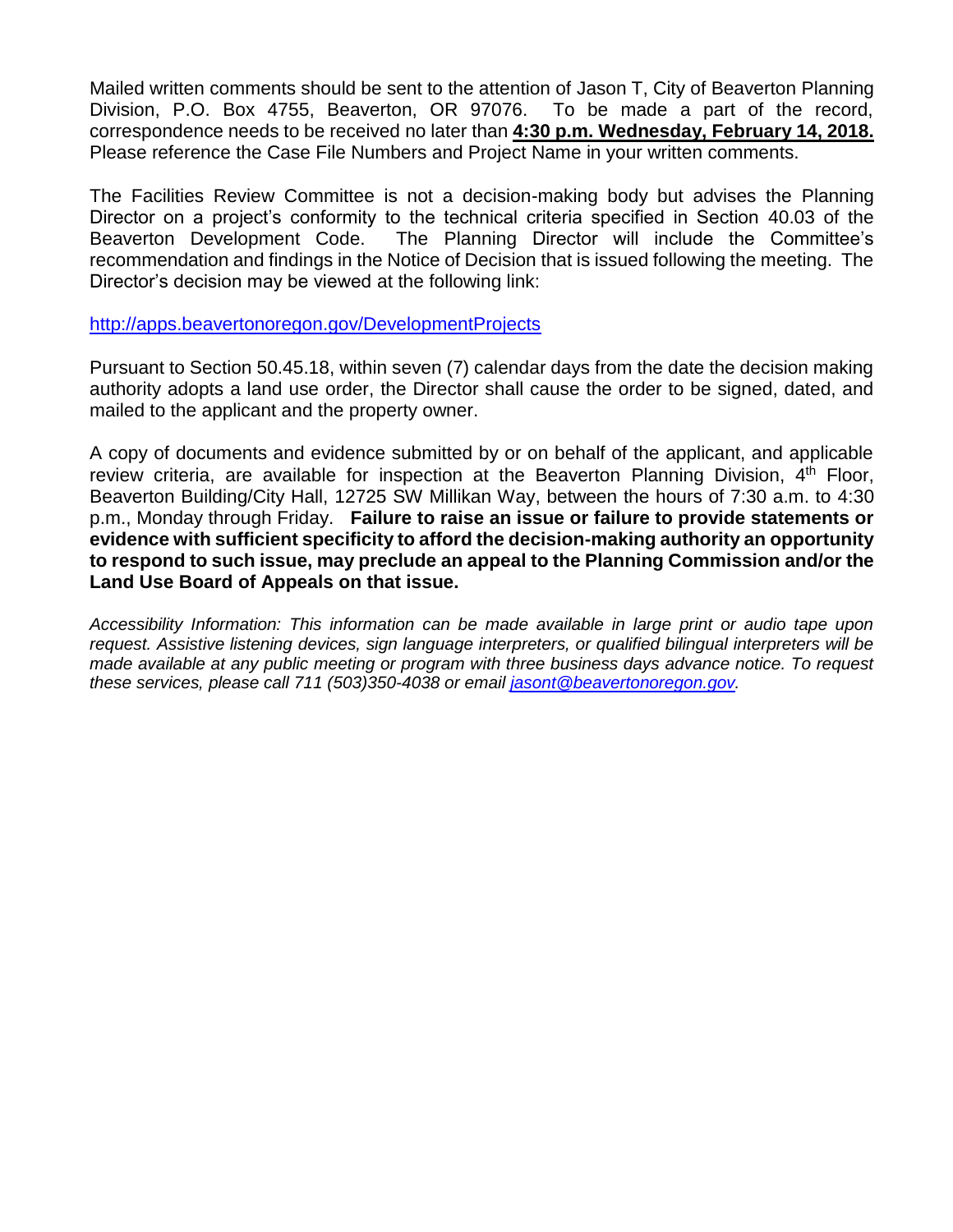Mailed written comments should be sent to the attention of Jason T, City of Beaverton Planning Division, P.O. Box 4755, Beaverton, OR 97076. To be made a part of the record, correspondence needs to be received no later than **4:30 p.m. Wednesday, February 14, 2018.** Please reference the Case File Numbers and Project Name in your written comments.

The Facilities Review Committee is not a decision-making body but advises the Planning Director on a project's conformity to the technical criteria specified in Section 40.03 of the Beaverton Development Code. The Planning Director will include the Committee's recommendation and findings in the Notice of Decision that is issued following the meeting. The Director's decision may be viewed at the following link:

http://apps.beavertonoregon.gov/DevelopmentProjects

Pursuant to Section 50.45.18, within seven (7) calendar days from the date the decision making authority adopts a land use order, the Director shall cause the order to be signed, dated, and mailed to the applicant and the property owner.

A copy of documents and evidence submitted by or on behalf of the applicant, and applicable review criteria, are available for inspection at the Beaverton Planning Division, 4th Floor, Beaverton Building/City Hall, 12725 SW Millikan Way, between the hours of 7:30 a.m. to 4:30 p.m., Monday through Friday. **Failure to raise an issue or failure to provide statements or evidence with sufficient specificity to afford the decision-making authority an opportunity to respond to such issue, may preclude an appeal to the Planning Commission and/or the Land Use Board of Appeals on that issue.**

*Accessibility Information: This information can be made available in large print or audio tape upon request. Assistive listening devices, sign language interpreters, or qualified bilingual interpreters will be made available at any public meeting or program with three business days advance notice. To request these services, please call 711 (503)350-4038 or email jasont@beavertonoregon.gov.*